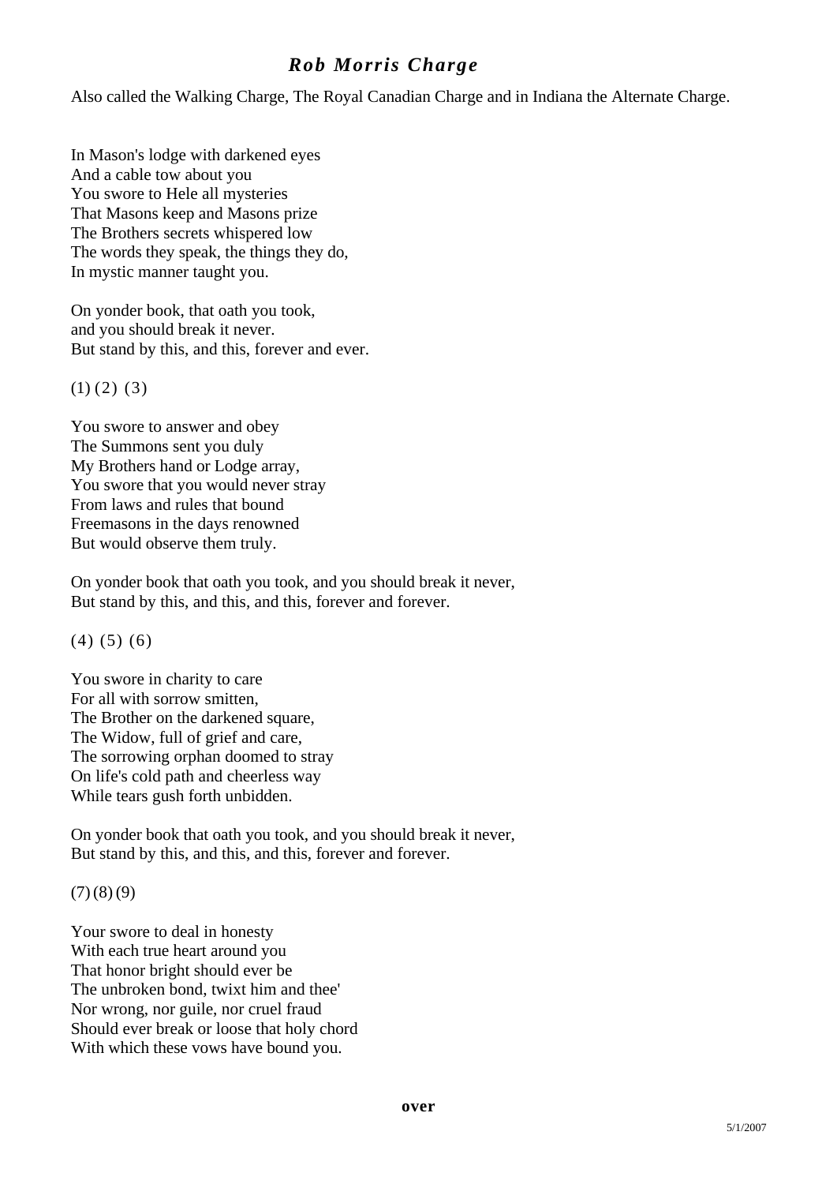# *Rob Morris Charge*

Also called the Walking Charge, The Royal Canadian Charge and in Indiana the Alternate Charge.

In Mason's lodge with darkened eyes  
And a cable tow about you  
You swore to Hele all mysteries  
That Masons keep and Masons prize  
The Brothers secrets whispered low  
The words they speak, the things they do,  
In mystic manner taught you.

On yonder book, that oath you took,  
and you should break it never.  
But stand by this, and this, forever and ever.

(1) (2) (3)

You swore to answer and obey  
The Summons sent you duly  
My Brothers hand or Lodge array,  
You swore that you would never stray  
From laws and rules that bound  
Freemasons in the days renowned  
But would observe them truly.

On yonder book that oath you took, and you should break it never,  
But stand by this, and this, and this, forever and forever.

(4) (5) (6)

You swore in charity to care  
For all with sorrow smitten,  
The Brother on the darkened square,  
The Widow, full of grief and care,  
The sorrowing orphan doomed to stray  
On life's cold path and cheerless way  
While tears gush forth unbidden.

On yonder book that oath you took, and you should break it never,  
But stand by this, and this, and this, forever and forever.

(7) (8) (9)

Your swore to deal in honesty  
With each true heart around you  
That honor bright should ever be  
The unbroken bond, twixt him and thee'  
Nor wrong, nor guile, nor cruel fraud  
Should ever break or loose that holy chord  
With which these vows have bound you.

**over**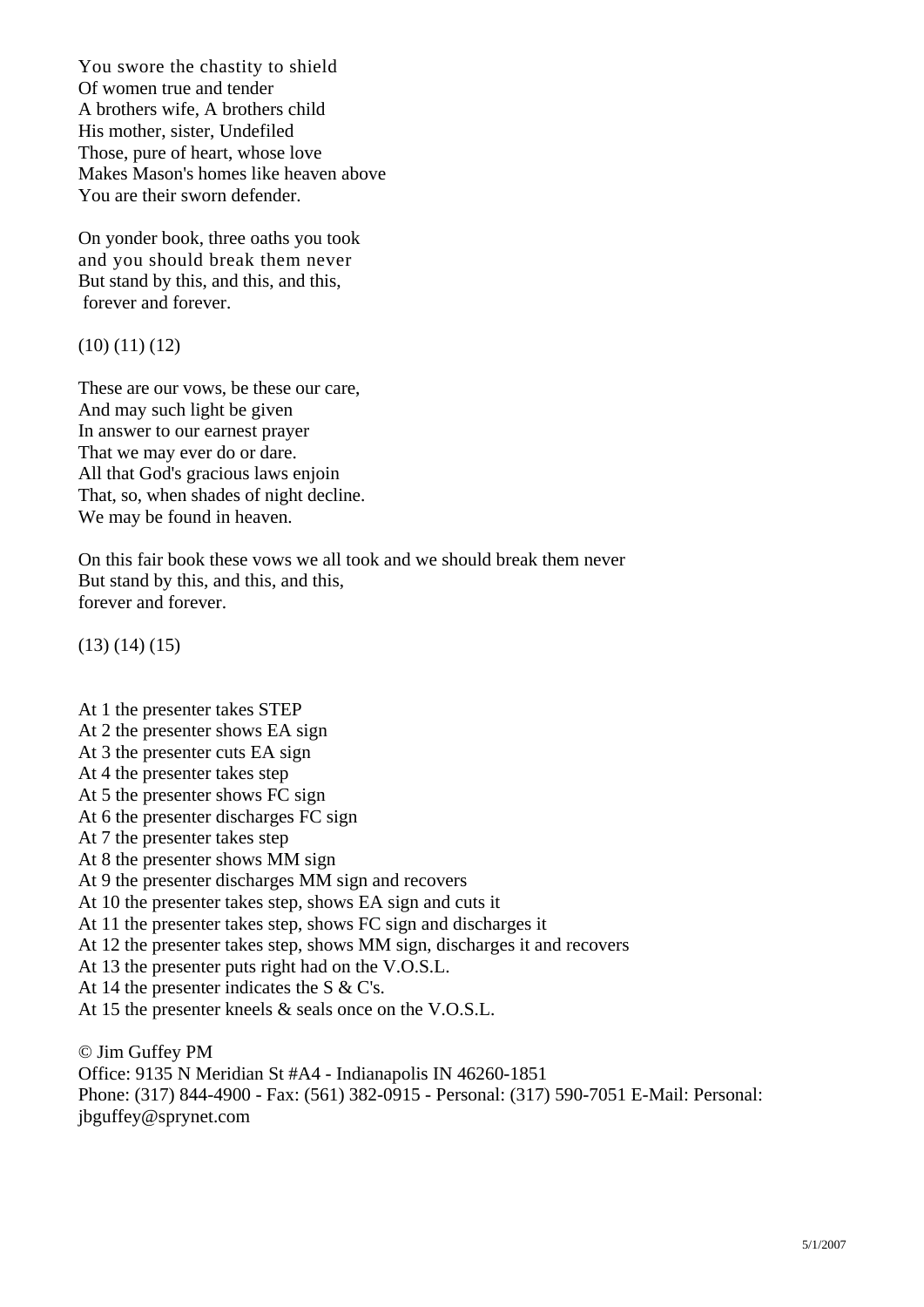You swore the chastity to shield
Of women true and tender
A brothers wife, A brothers child
His mother, sister, Undefiled
Those, pure of heart, whose love
Makes Mason's homes like heaven above
You are their sworn defender.

On yonder book, three oaths you took
and you should break them never
But stand by this, and this, and this,
forever and forever.

(10) (11) (12)

These are our vows, be these our care,
And may such light be given
In answer to our earnest prayer
That we may ever do or dare.
All that God's gracious laws enjoin
That, so, when shades of night decline.
We may be found in heaven.

On this fair book these vows we all took and we should break them never
But stand by this, and this, and this,
forever and forever.

(13) (14) (15)

At 1 the presenter takes STEP
At 2 the presenter shows EA sign
At 3 the presenter cuts EA sign
At 4 the presenter takes step
At 5 the presenter shows FC sign
At 6 the presenter discharges FC sign
At 7 the presenter takes step
At 8 the presenter shows MM sign
At 9 the presenter discharges MM sign and recovers
At 10 the presenter takes step, shows EA sign and cuts it
At 11 the presenter takes step, shows FC sign and discharges it
At 12 the presenter takes step, shows MM sign, discharges it and recovers
At 13 the presenter puts right had on the V.O.S.L.
At 14 the presenter indicates the S & C's.
At 15 the presenter kneels & seals once on the V.O.S.L.

© Jim Guffey PM
Office: 9135 N Meridian St #A4 - Indianapolis IN 46260-1851
Phone: (317) 844-4900 - Fax: (561) 382-0915 - Personal: (317) 590-7051 E-Mail: Personal: jbguffey@sprynet.com

5/1/2007